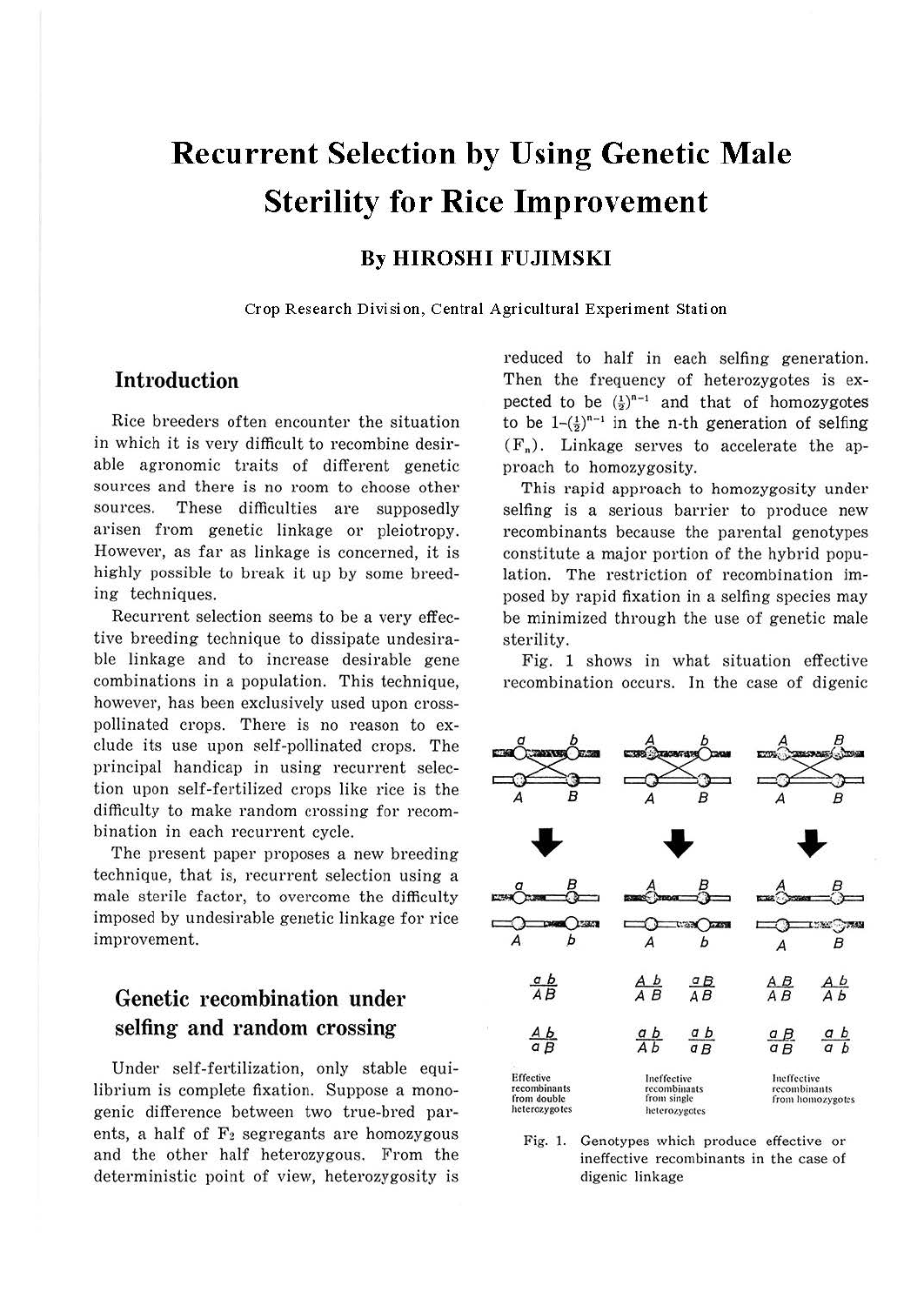# Recurrent Selection by Using Genetic Male Sterility for Rice Improvement

## By HIROSHI FUJIMSKI

Crop Research Division, Central Agricultural Experiment Station

## Introduction

Rice breeders often encounter the situation in which it is very difficult to recombine desirable agronomic traits of different genetic sources and there is no room to choose other sources. These difficulties are supposedly arisen from genetic linkage or pleiotropy. However, as far as linkage is concerned, it is highly possible to break it up by some breeding techniques.

Recurrent selection seems to be a very effective breeding technique to dissipate undesirable linkage and to increase desirable gene combinations in a population. This technique, however, has been exclusively used upon cross-pollinated crops. There is no reason to exclude its use upon self-pollinated crops. The principal handicap in using recurrent selection upon self-fertilized crops like rice is the difficulty to make random crossing for recombination in each recurrent cycle.

The present paper proposes a new breeding technique, that is, recurrent selection using a male sterile factor, to overcome the difficulty imposed by undesirable genetic linkage for rice improvement.

## Genetic recombination under selfing and random crossing

Under self-fertilization, only stable equilibrium is complete fixation. Suppose a monogenic difference between two true-bred parents, a half of $F_2$ segregants are homozygous and the other half heterozygous. From the deterministic point of view, heterozygosity is reduced to half in each selfing generation. Then the frequency of heterozygotes is expected to be $(\frac{1}{2})^{n-1}$ and that of homozygotes to be $1-(\frac{1}{2})^{n-1}$ in the n-th generation of selfing ($F_n$). Linkage serves to accelerate the approach to homozygosity.

This rapid approach to homozygosity under selfing is a serious barrier to produce new recombinants because the parental genotypes constitute a major portion of the hybrid population. The restriction of recombination imposed by rapid fixation in a selfing species may be minimized through the use of genetic male sterility.

Fig. 1 shows in what situation effective recombination occurs. In the case of digenic

| Effective recombinants from double heterozygotes | Ineffective recombinants from single heterozygotes | | Ineffective recombinants from homozygotes | |
|---|---|---|---|---|
| $\frac{a\,b}{A\,B}$ | $\frac{A\,b}{A\,B}$ | $\frac{a\,B}{A\,B}$ | $\frac{A\,B}{A\,B}$ | $\frac{A\,b}{A\,b}$ |
| $\frac{A\,b}{a\,B}$ | $\frac{a\,b}{A\,b}$ | $\frac{a\,b}{a\,B}$ | $\frac{a\,B}{a\,B}$ | $\frac{a\,b}{a\,b}$ |

Fig. 1. Genotypes which produce effective or ineffective recombinants in the case of digenic linkage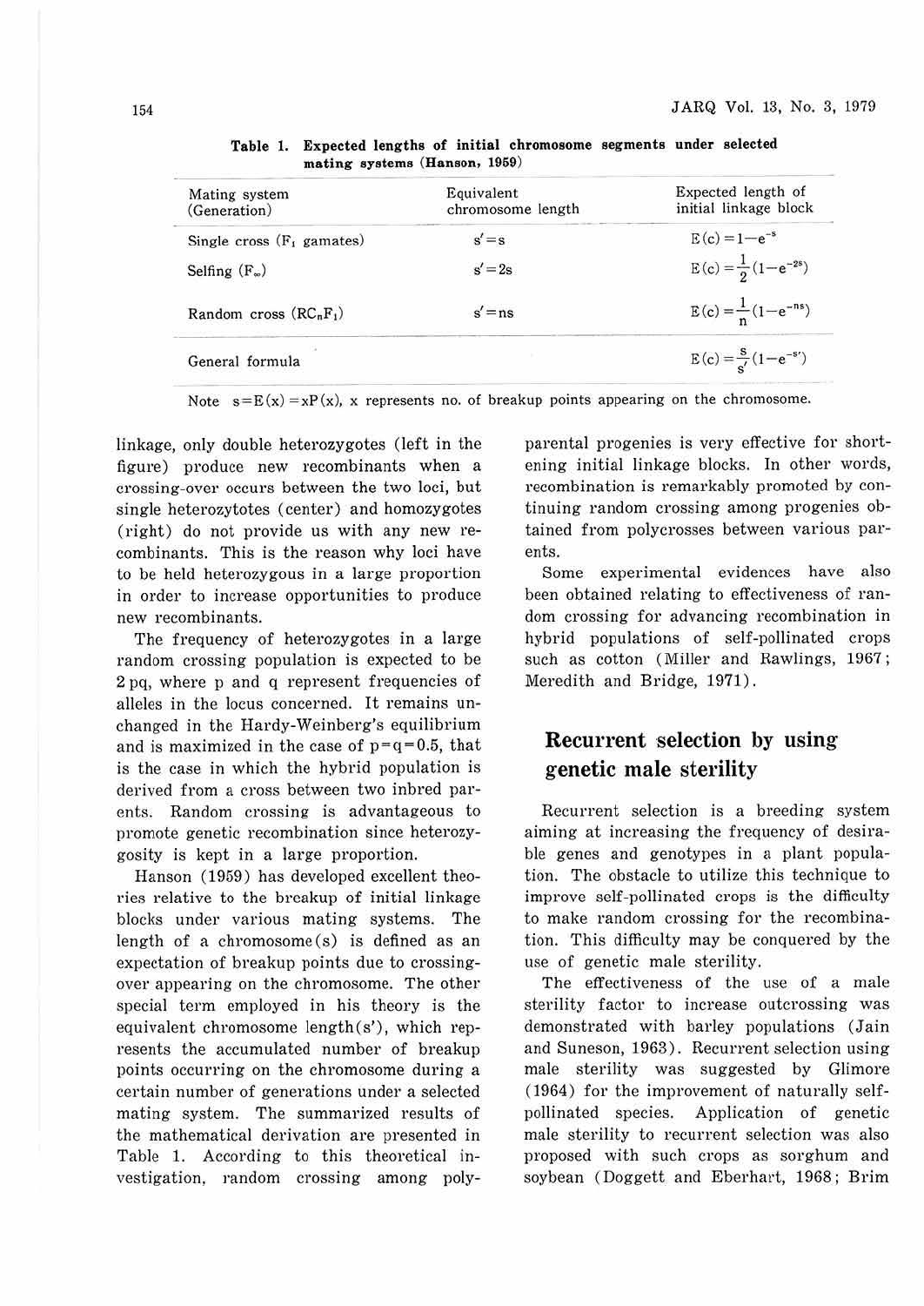**Table 1. Expected lengths of initial chromosome segments under selected mating systems (Hanson, 1959)**

| Mating system (Generation) | Equivalent chromosome length | Expected length of initial linkage block |
|---|---|---|
| Single cross ($F_1$ gametes) | $s'=s$ | $E(c)=1-e^{-s}$ |
| Selfing ($F_\infty$) | $s'=2s$ | $E(c)=\frac{1}{2}(1-e^{-2s})$ |
| Random cross ($RC_nF_1$) | $s'=ns$ | $E(c)=\frac{1}{n}(1-e^{-ns})$ |
| General formula | | $E(c)=\frac{s}{s'}(1-e^{-s'})$ |

Note $s=E(x)=xP(x)$, x represents no. of breakup points appearing on the chromosome.

linkage, only double heterozygotes (left in the figure) produce new recombinants when a crossing-over occurs between the two loci, but single heterozytotes (center) and homozygotes (right) do not provide us with any new recombinants. This is the reason why loci have to be held heterozygous in a large proportion in order to increase opportunities to produce new recombinants.

The frequency of heterozygotes in a large random crossing population is expected to be 2 pq, where p and q represent frequencies of alleles in the locus concerned. It remains unchanged in the Hardy-Weinberg's equilibrium and is maximized in the case of $p=q=0.5$, that is the case in which the hybrid population is derived from a cross between two inbred parents. Random crossing is advantageous to promote genetic recombination since heterozygosity is kept in a large proportion.

Hanson (1959) has developed excellent theories relative to the breakup of initial linkage blocks under various mating systems. The length of a chromosome(s) is defined as an expectation of breakup points due to crossing-over appearing on the chromosome. The other special term employed in his theory is the equivalent chromosome length(s'), which represents the accumulated number of breakup points occurring on the chromosome during a certain number of generations under a selected mating system. The summarized results of the mathematical derivation are presented in Table 1. According to this theoretical investigation, random crossing among polyparental progenies is very effective for shortening initial linkage blocks. In other words, recombination is remarkably promoted by continuing random crossing among progenies obtained from polycrosses between various parents.

Some experimental evidences have also been obtained relating to effectiveness of random crossing for advancing recombination in hybrid populations of self-pollinated crops such as cotton (Miller and Rawlings, 1967; Meredith and Bridge, 1971).

## Recurrent selection by using genetic male sterility

Recurrent selection is a breeding system aiming at increasing the frequency of desirable genes and genotypes in a plant population. The obstacle to utilize this technique to improve self-pollinated crops is the difficulty to make random crossing for the recombination. This difficulty may be conquered by the use of genetic male sterility.

The effectiveness of the use of a male sterility factor to increase outcrossing was demonstrated with barley populations (Jain and Suneson, 1963). Recurrent selection using male sterility was suggested by Glimore (1964) for the improvement of naturally self-pollinated species. Application of genetic male sterility to recurrent selection was also proposed with such crops as sorghum and soybean (Doggett and Eberhart, 1968; Brim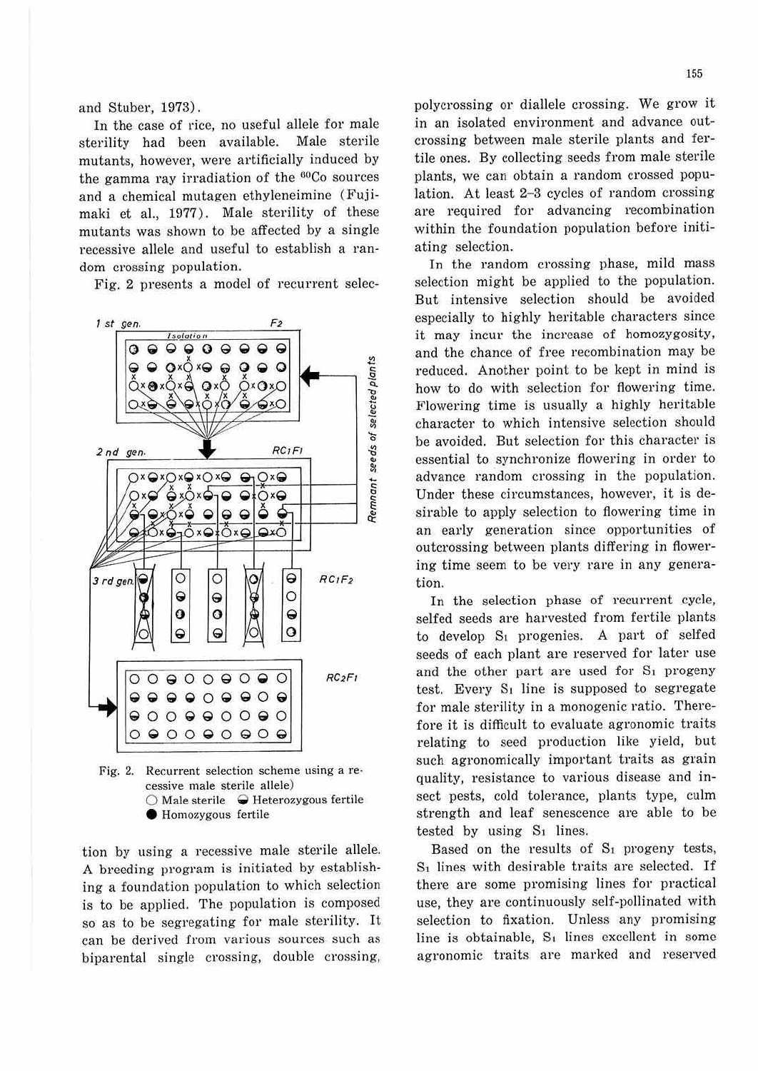and Stuber, 1973).

In the case of rice, no useful allele for male sterility had been available. Male sterile mutants, however, were artificially induced by the gamma ray irradiation of the $^{60}Co$ sources and a chemical mutagen ethyleneimine (Fujimaki et al., 1977). Male sterility of these mutants was shown to be affected by a single recessive allele and useful to establish a random crossing population.

Fig. 2 presents a model of recurrent selection by using a recessive male sterile allele. A breeding program is initiated by establishing a foundation population to which selection is to be applied. The population is composed so as to be segregating for male sterility. It can be derived from various sources such as biparental single crossing, double crossing, polycrossing or diallele crossing. We grow it in an isolated environment and advance outcrossing between male sterile plants and fertile ones. By collecting seeds from male sterile plants, we can obtain a random crossed population. At least 2–3 cycles of random crossing are required for advancing recombination within the foundation population before initiating selection.

Fig. 2. Recurrent selection scheme using a recessive male sterile allele)
○ Male sterile ◒ Heterozygous fertile ● Homozygous fertile

In the random crossing phase, mild mass selection might be applied to the population. But intensive selection should be avoided especially to highly heritable characters since it may incur the increase of homozygosity, and the chance of free recombination may be reduced. Another point to be kept in mind is how to do with selection for flowering time. Flowering time is usually a highly heritable character to which intensive selection should be avoided. But selection for this character is essential to synchronize flowering in order to advance random crossing in the population. Under these circumstances, however, it is desirable to apply selection to flowering time in an early generation since opportunities of outcrossing between plants differing in flowering time seem to be very rare in any generation.

In the selection phase of recurrent cycle, selfed seeds are harvested from fertile plants to develop $S_1$ progenies. A part of selfed seeds of each plant are reserved for later use and the other part are used for $S_1$ progeny test. Every $S_1$ line is supposed to segregate for male sterility in a monogenic ratio. Therefore it is difficult to evaluate agronomic traits relating to seed production like yield, but such agronomically important traits as grain quality, resistance to various disease and insect pests, cold tolerance, plants type, culm strength and leaf senescence are able to be tested by using $S_1$ lines.

Based on the results of $S_1$ progeny tests, $S_1$ lines with desirable traits are selected. If there are some promising lines for practical use, they are continuously self-pollinated with selection to fixation. Unless any promising line is obtainable, $S_1$ lines excellent in some agronomic traits are marked and reserved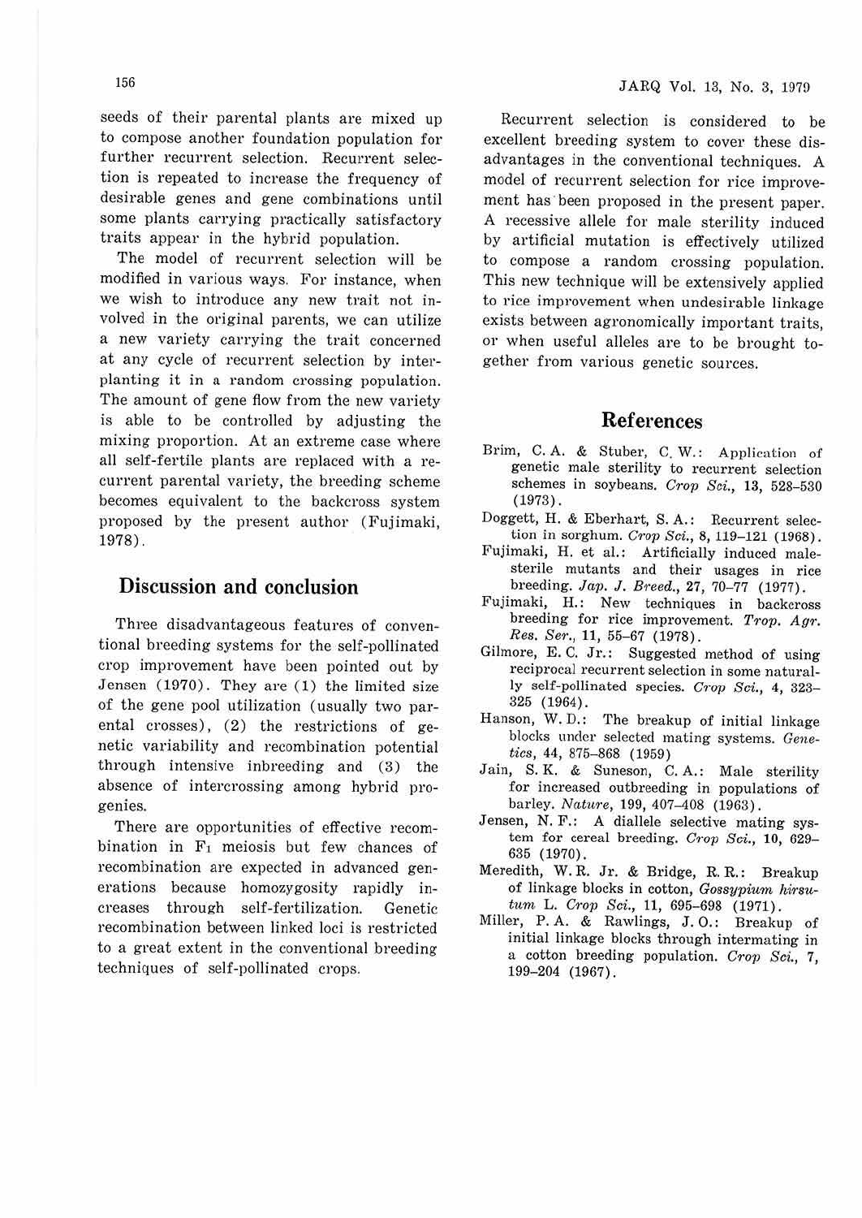seeds of their parental plants are mixed up to compose another foundation population for further recurrent selection. Recurrent selection is repeated to increase the frequency of desirable genes and gene combinations until some plants carrying practically satisfactory traits appear in the hybrid population.

The model of recurrent selection will be modified in various ways. For instance, when we wish to introduce any new trait not involved in the original parents, we can utilize a new variety carrying the trait concerned at any cycle of recurrent selection by interplanting it in a random crossing population. The amount of gene flow from the new variety is able to be controlled by adjusting the mixing proportion. At an extreme case where all self-fertile plants are replaced with a recurrent parental variety, the breeding scheme becomes equivalent to the backcross system proposed by the present author (Fujimaki, 1978).

## Discussion and conclusion

Three disadvantageous features of conventional breeding systems for the self-pollinated crop improvement have been pointed out by Jensen (1970). They are (1) the limited size of the gene pool utilization (usually two parental crosses), (2) the restrictions of genetic variability and recombination potential through intensive inbreeding and (3) the absence of intercrossing among hybrid progenies.

There are opportunities of effective recombination in $F_1$ meiosis but few chances of recombination are expected in advanced generations because homozygosity rapidly increases through self-fertilization. Genetic recombination between linked loci is restricted to a great extent in the conventional breeding techniques of self-pollinated crops.

Recurrent selection is considered to be excellent breeding system to cover these disadvantages in the conventional techniques. A model of recurrent selection for rice improvement has been proposed in the present paper. A recessive allele for male sterility induced by artificial mutation is effectively utilized to compose a random crossing population. This new technique will be extensively applied to rice improvement when undesirable linkage exists between agronomically important traits, or when useful alleles are to be brought together from various genetic sources.

## References

Brim, C. A. & Stuber, C. W.: Application of genetic male sterility to recurrent selection schemes in soybeans. *Crop Sci.*, **13**, 528–530 (1973).

Doggett, H. & Eberhart, S. A.: Recurrent selection in sorghum. *Crop Sci.*, **8**, 119–121 (1968).

Fujimaki, H. et al.: Artificially induced male-sterile mutants and their usages in rice breeding. *Jap. J. Breed.*, **27**, 70–77 (1977).

Fujimaki, H.: New techniques in backcross breeding for rice improvement. *Trop. Agr. Res. Ser.*, **11**, 55–67 (1978).

Gilmore, E. C. Jr.: Suggested method of using reciprocal recurrent selection in some naturally self-pollinated species. *Crop Sci.*, **4**, 323–325 (1964).

Hanson, W. D.: The breakup of initial linkage blocks under selected mating systems. *Genetics*, **44**, 875–868 (1959)

Jain, S. K. & Suneson, C. A.: Male sterility for increased outbreeding in populations of barley. *Nature*, **199**, 407–408 (1963).

Jensen, N. F.: A diallele selective mating system for cereal breeding. *Crop Sci.*, **10**, 629–635 (1970).

Meredith, W. R. Jr. & Bridge, R. R.: Breakup of linkage blocks in cotton, *Gossypium hirsutum* L. *Crop Sci.*, **11**, 695–698 (1971).

Miller, P. A. & Rawlings, J. O.: Breakup of initial linkage blocks through intermating in a cotton breeding population. *Crop Sci.*, **7**, 199–204 (1967).